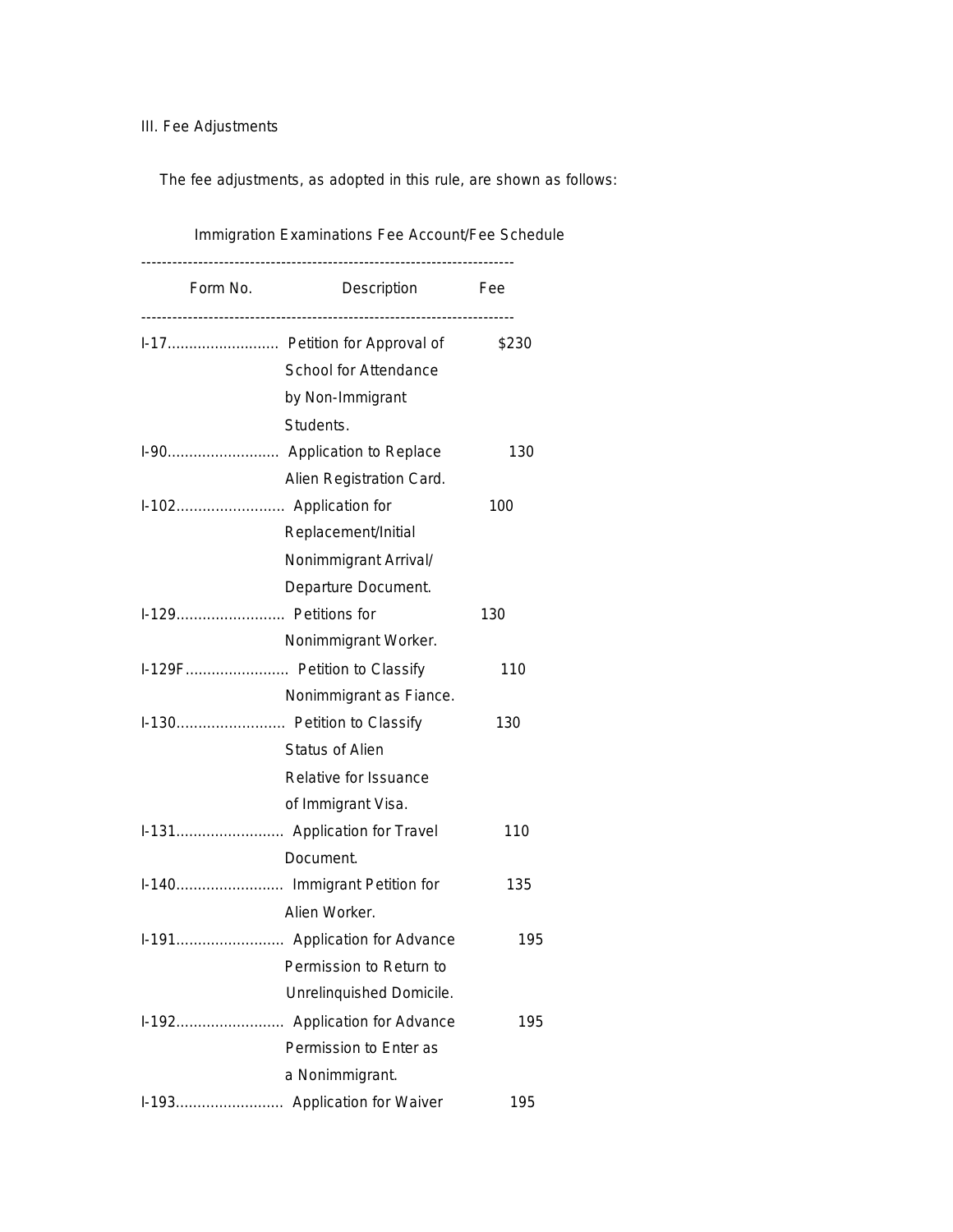III. Fee Adjustments

The fee adjustments, as adopted in this rule, are shown as follows:

Immigration Examinations Fee Account/Fee Schedule

| Form No. | Description | Fee |
| --- | --- | --- |
| I-17 | Petition for Approval of School for Attendance by Non-Immigrant Students. | $230 |
| I-90 | Application to Replace Alien Registration Card. | 130 |
| I-102 | Application for Replacement/Initial Nonimmigrant Arrival/ Departure Document. | 100 |
| I-129 | Petitions for Nonimmigrant Worker. | 130 |
| I-129F | Petition to Classify Nonimmigrant as Fiance. | 110 |
| I-130 | Petition to Classify Status of Alien Relative for Issuance of Immigrant Visa. | 130 |
| I-131 | Application for Travel Document. | 110 |
| I-140 | Immigrant Petition for Alien Worker. | 135 |
| I-191 | Application for Advance Permission to Return to Unrelinquished Domicile. | 195 |
| I-192 | Application for Advance Permission to Enter as a Nonimmigrant. | 195 |
| I-193 | Application for Waiver | 195 |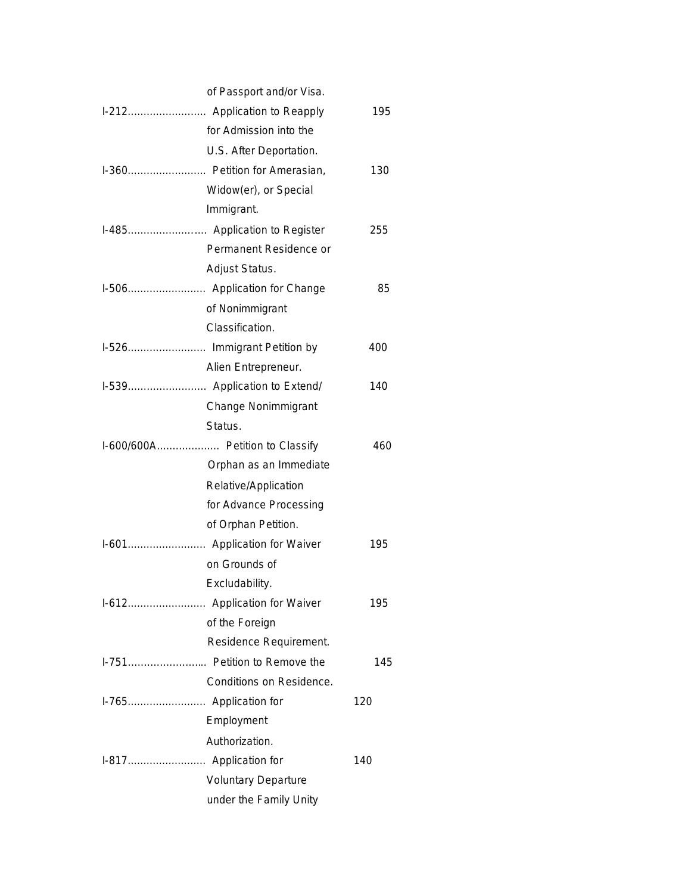| | | |
|---|---|---|
| | of Passport and/or Visa. | |
| I-212......................... | Application to Reapply for Admission into the U.S. After Deportation. | 195 |
| I-360......................... | Petition for Amerasian, Widow(er), or Special Immigrant. | 130 |
| I-485......................... | Application to Register Permanent Residence or Adjust Status. | 255 |
| I-506......................... | Application for Change of Nonimmigrant Classification. | 85 |
| I-526......................... | Immigrant Petition by Alien Entrepreneur. | 400 |
| I-539......................... | Application to Extend/ Change Nonimmigrant Status. | 140 |
| I-600/600A.................... | Petition to Classify Orphan as an Immediate Relative/Application for Advance Processing of Orphan Petition. | 460 |
| I-601......................... | Application for Waiver on Grounds of Excludability. | 195 |
| I-612......................... | Application for Waiver of the Foreign Residence Requirement. | 195 |
| I-751......................... | Petition to Remove the Conditions on Residence. | 145 |
| I-765......................... | Application for Employment Authorization. | 120 |
| I-817......................... | Application for Voluntary Departure under the Family Unity | 140 |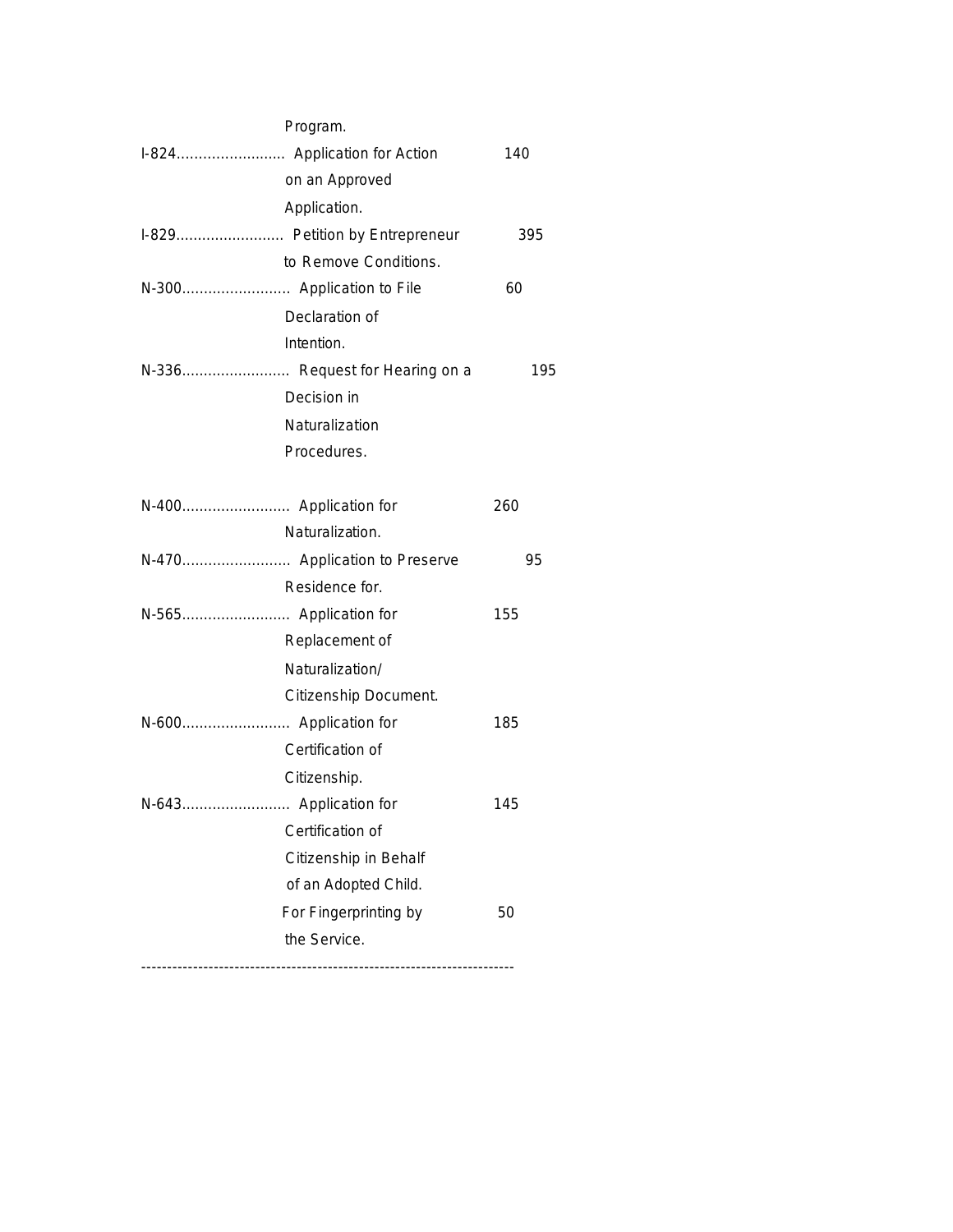| | | |
|---|---|---|
| | Program. | |
| I-824 | Application for Action on an Approved Application. | 140 |
| I-829 | Petition by Entrepreneur to Remove Conditions. | 395 |
| N-300 | Application to File Declaration of Intention. | 60 |
| N-336 | Request for Hearing on a Decision in Naturalization Procedures. | 195 |
| N-400 | Application for Naturalization. | 260 |
| N-470 | Application to Preserve Residence for. | 95 |
| N-565 | Application for Replacement of Naturalization/ Citizenship Document. | 155 |
| N-600 | Application for Certification of Citizenship. | 185 |
| N-643 | Application for Certification of Citizenship in Behalf of an Adopted Child. | 145 |
| | For Fingerprinting by the Service. | 50 |

---